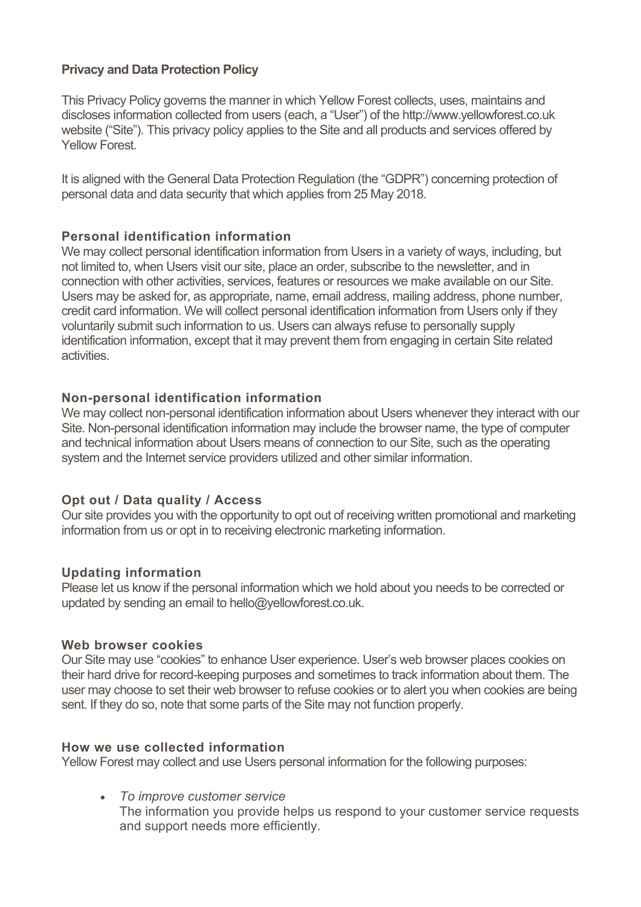# Privacy and Data Protection Policy

This Privacy Policy governs the manner in which Yellow Forest collects, uses, maintains and discloses information collected from users (each, a "User") of the http://www.yellowforest.co.uk website ("Site"). This privacy policy applies to the Site and all products and services offered by Yellow Forest.

It is aligned with the General Data Protection Regulation (the "GDPR") concerning protection of personal data and data security that which applies from 25 May 2018.

## Personal identification information

We may collect personal identification information from Users in a variety of ways, including, but not limited to, when Users visit our site, place an order, subscribe to the newsletter, and in connection with other activities, services, features or resources we make available on our Site. Users may be asked for, as appropriate, name, email address, mailing address, phone number, credit card information. We will collect personal identification information from Users only if they voluntarily submit such information to us. Users can always refuse to personally supply identification information, except that it may prevent them from engaging in certain Site related activities.

## Non-personal identification information

We may collect non-personal identification information about Users whenever they interact with our Site. Non-personal identification information may include the browser name, the type of computer and technical information about Users means of connection to our Site, such as the operating system and the Internet service providers utilized and other similar information.

## Opt out / Data quality / Access

Our site provides you with the opportunity to opt out of receiving written promotional and marketing information from us or opt in to receiving electronic marketing information.

## Updating information

Please let us know if the personal information which we hold about you needs to be corrected or updated by sending an email to hello@yellowforest.co.uk.

## Web browser cookies

Our Site may use "cookies" to enhance User experience. User's web browser places cookies on their hard drive for record-keeping purposes and sometimes to track information about them. The user may choose to set their web browser to refuse cookies or to alert you when cookies are being sent. If they do so, note that some parts of the Site may not function properly.

## How we use collected information

Yellow Forest may collect and use Users personal information for the following purposes:

- *To improve customer service*
  The information you provide helps us respond to your customer service requests and support needs more efficiently.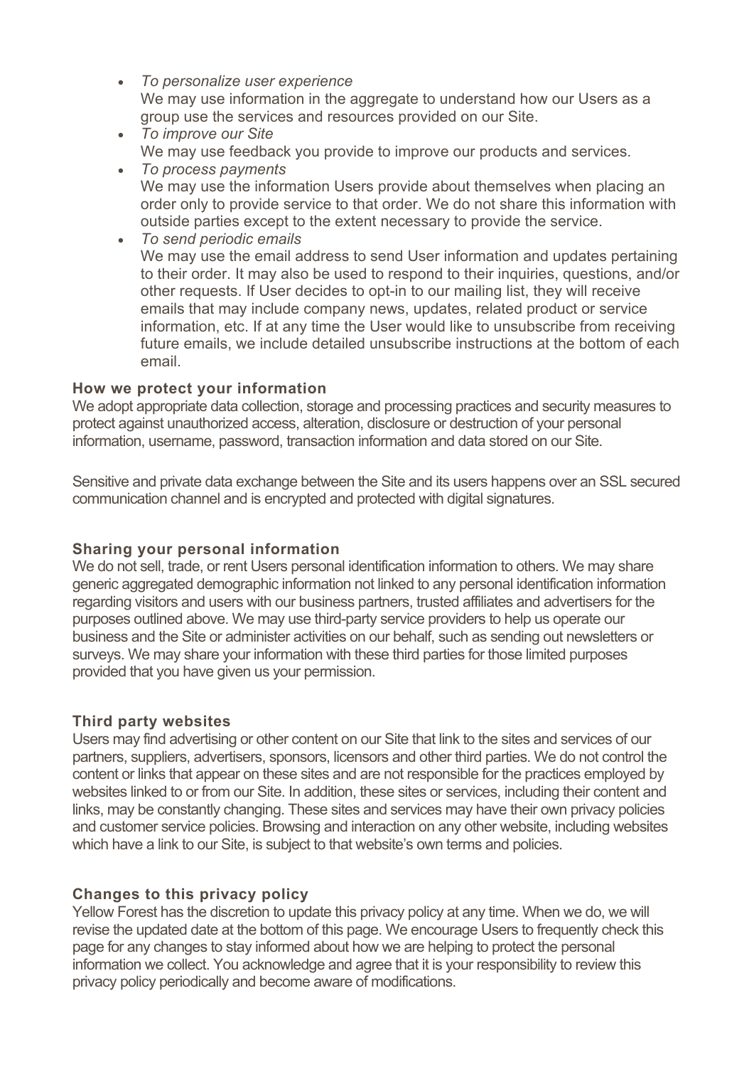- *To personalize user experience*
  We may use information in the aggregate to understand how our Users as a group use the services and resources provided on our Site.
- *To improve our Site*
  We may use feedback you provide to improve our products and services.
- *To process payments*
  We may use the information Users provide about themselves when placing an order only to provide service to that order. We do not share this information with outside parties except to the extent necessary to provide the service.
- *To send periodic emails*
  We may use the email address to send User information and updates pertaining to their order. It may also be used to respond to their inquiries, questions, and/or other requests. If User decides to opt-in to our mailing list, they will receive emails that may include company news, updates, related product or service information, etc. If at any time the User would like to unsubscribe from receiving future emails, we include detailed unsubscribe instructions at the bottom of each email.

### How we protect your information

We adopt appropriate data collection, storage and processing practices and security measures to protect against unauthorized access, alteration, disclosure or destruction of your personal information, username, password, transaction information and data stored on our Site.

Sensitive and private data exchange between the Site and its users happens over an SSL secured communication channel and is encrypted and protected with digital signatures.

### Sharing your personal information

We do not sell, trade, or rent Users personal identification information to others. We may share generic aggregated demographic information not linked to any personal identification information regarding visitors and users with our business partners, trusted affiliates and advertisers for the purposes outlined above. We may use third-party service providers to help us operate our business and the Site or administer activities on our behalf, such as sending out newsletters or surveys. We may share your information with these third parties for those limited purposes provided that you have given us your permission.

### Third party websites

Users may find advertising or other content on our Site that link to the sites and services of our partners, suppliers, advertisers, sponsors, licensors and other third parties. We do not control the content or links that appear on these sites and are not responsible for the practices employed by websites linked to or from our Site. In addition, these sites or services, including their content and links, may be constantly changing. These sites and services may have their own privacy policies and customer service policies. Browsing and interaction on any other website, including websites which have a link to our Site, is subject to that website's own terms and policies.

### Changes to this privacy policy

Yellow Forest has the discretion to update this privacy policy at any time. When we do, we will revise the updated date at the bottom of this page. We encourage Users to frequently check this page for any changes to stay informed about how we are helping to protect the personal information we collect. You acknowledge and agree that it is your responsibility to review this privacy policy periodically and become aware of modifications.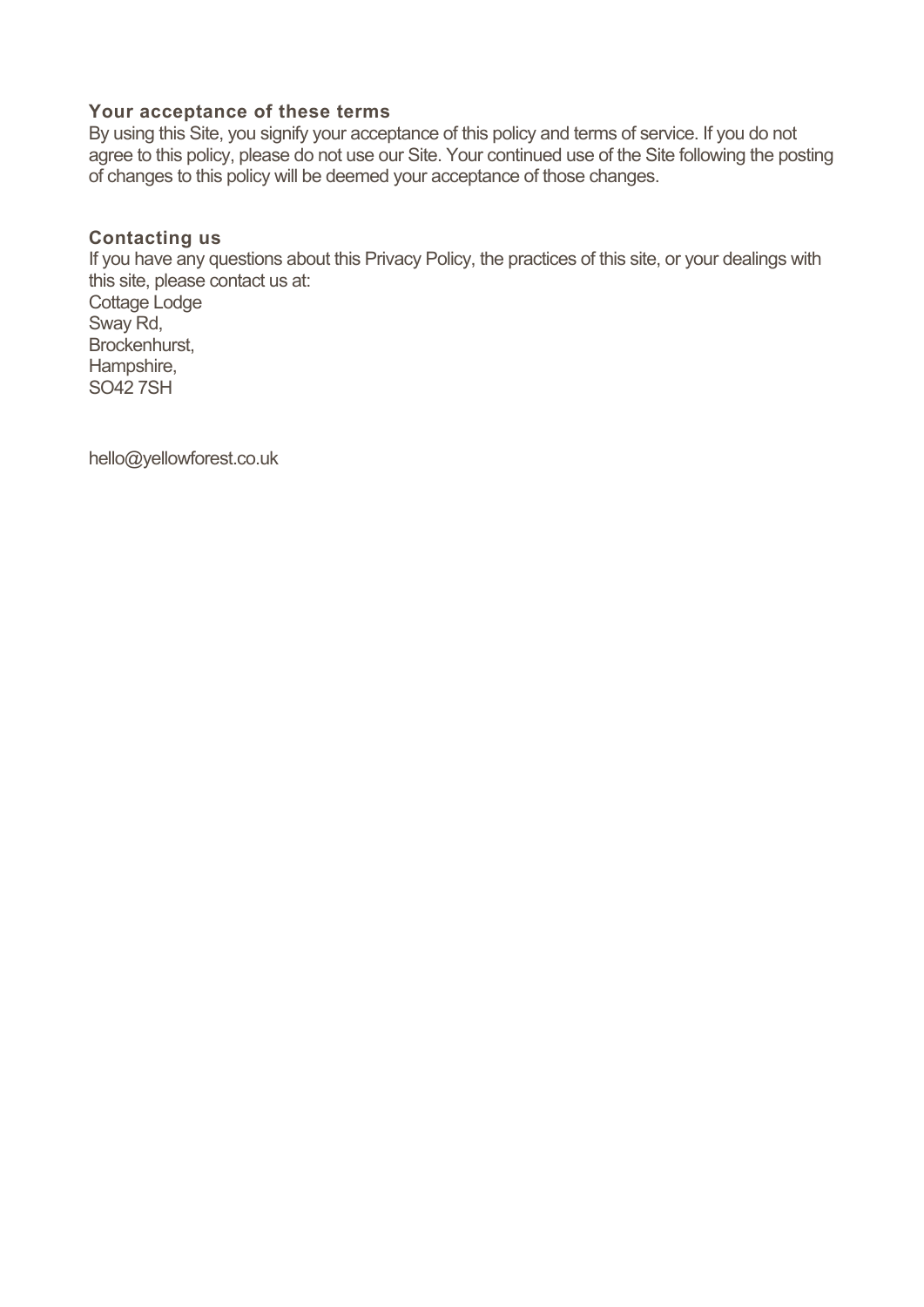### Your acceptance of these terms

By using this Site, you signify your acceptance of this policy and terms of service. If you do not agree to this policy, please do not use our Site. Your continued use of the Site following the posting of changes to this policy will be deemed your acceptance of those changes.

### Contacting us

If you have any questions about this Privacy Policy, the practices of this site, or your dealings with this site, please contact us at:

Cottage Lodge
Sway Rd,
Brockenhurst,
Hampshire,
SO42 7SH

hello@yellowforest.co.uk